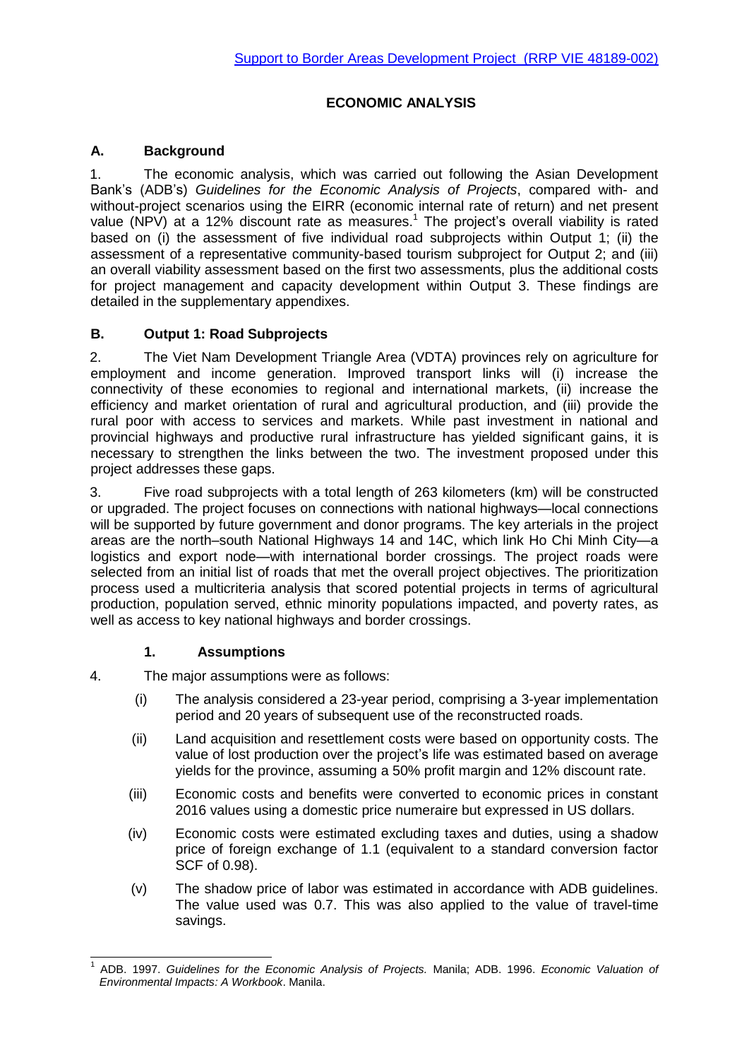Support to Border Areas Development Project (RRP VIE 48189-002)

# ECONOMIC ANALYSIS

## A. Background

1. The economic analysis, which was carried out following the Asian Development Bank's (ADB's) *Guidelines for the Economic Analysis of Projects*, compared with- and without-project scenarios using the EIRR (economic internal rate of return) and net present value (NPV) at a 12% discount rate as measures.[1] The project's overall viability is rated based on (i) the assessment of five individual road subprojects within Output 1; (ii) the assessment of a representative community-based tourism subproject for Output 2; and (iii) an overall viability assessment based on the first two assessments, plus the additional costs for project management and capacity development within Output 3. These findings are detailed in the supplementary appendixes.

## B. Output 1: Road Subprojects

2. The Viet Nam Development Triangle Area (VDTA) provinces rely on agriculture for employment and income generation. Improved transport links will (i) increase the connectivity of these economies to regional and international markets, (ii) increase the efficiency and market orientation of rural and agricultural production, and (iii) provide the rural poor with access to services and markets. While past investment in national and provincial highways and productive rural infrastructure has yielded significant gains, it is necessary to strengthen the links between the two. The investment proposed under this project addresses these gaps.

3. Five road subprojects with a total length of 263 kilometers (km) will be constructed or upgraded. The project focuses on connections with national highways—local connections will be supported by future government and donor programs. The key arterials in the project areas are the north–south National Highways 14 and 14C, which link Ho Chi Minh City—a logistics and export node—with international border crossings. The project roads were selected from an initial list of roads that met the overall project objectives. The prioritization process used a multicriteria analysis that scored potential projects in terms of agricultural production, population served, ethnic minority populations impacted, and poverty rates, as well as access to key national highways and border crossings.

### 1. Assumptions

4. The major assumptions were as follows:

(i) The analysis considered a 23-year period, comprising a 3-year implementation period and 20 years of subsequent use of the reconstructed roads.

(ii) Land acquisition and resettlement costs were based on opportunity costs. The value of lost production over the project's life was estimated based on average yields for the province, assuming a 50% profit margin and 12% discount rate.

(iii) Economic costs and benefits were converted to economic prices in constant 2016 values using a domestic price numeraire but expressed in US dollars.

(iv) Economic costs were estimated excluding taxes and duties, using a shadow price of foreign exchange of 1.1 (equivalent to a standard conversion factor SCF of 0.98).

(v) The shadow price of labor was estimated in accordance with ADB guidelines. The value used was 0.7. This was also applied to the value of travel-time savings.

[1] ADB. 1997. *Guidelines for the Economic Analysis of Projects.* Manila; ADB. 1996. *Economic Valuation of Environmental Impacts: A Workbook*. Manila.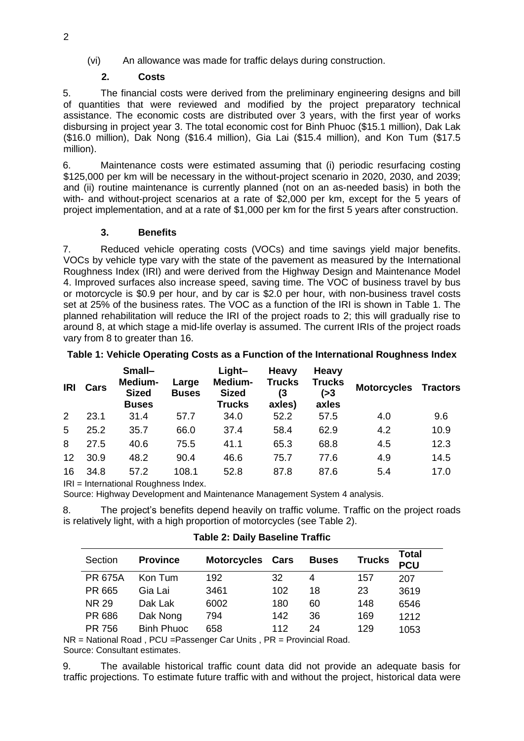(vi) An allowance was made for traffic delays during construction.

### 2. Costs

5. The financial costs were derived from the preliminary engineering designs and bill of quantities that were reviewed and modified by the project preparatory technical assistance. The economic costs are distributed over 3 years, with the first year of works disbursing in project year 3. The total economic cost for Binh Phuoc ($15.1 million), Dak Lak ($16.0 million), Dak Nong ($16.4 million), Gia Lai ($15.4 million), and Kon Tum ($17.5 million).

6. Maintenance costs were estimated assuming that (i) periodic resurfacing costing $125,000 per km will be necessary in the without-project scenario in 2020, 2030, and 2039; and (ii) routine maintenance is currently planned (not on an as-needed basis) in both the with- and without-project scenarios at a rate of $2,000 per km, except for the 5 years of project implementation, and at a rate of $1,000 per km for the first 5 years after construction.

### 3. Benefits

7. Reduced vehicle operating costs (VOCs) and time savings yield major benefits. VOCs by vehicle type vary with the state of the pavement as measured by the International Roughness Index (IRI) and were derived from the Highway Design and Maintenance Model 4. Improved surfaces also increase speed, saving time. The VOC of business travel by bus or motorcycle is $0.9 per hour, and by car is $2.0 per hour, with non-business travel costs set at 25% of the business rates. The VOC as a function of the IRI is shown in Table 1. The planned rehabilitation will reduce the IRI of the project roads to 2; this will gradually rise to around 8, at which stage a mid-life overlay is assumed. The current IRIs of the project roads vary from 8 to greater than 16.

**Table 1: Vehicle Operating Costs as a Function of the International Roughness Index**

| IRI | Cars | Small–Medium-Sized Buses | Large Buses | Light–Medium-Sized Trucks | Heavy Trucks (3 axles) | Heavy Trucks (>3 axles | Motorcycles | Tractors |
|---|---|---|---|---|---|---|---|---|
| 2 | 23.1 | 31.4 | 57.7 | 34.0 | 52.2 | 57.5 | 4.0 | 9.6 |
| 5 | 25.2 | 35.7 | 66.0 | 37.4 | 58.4 | 62.9 | 4.2 | 10.9 |
| 8 | 27.5 | 40.6 | 75.5 | 41.1 | 65.3 | 68.8 | 4.5 | 12.3 |
| 12 | 30.9 | 48.2 | 90.4 | 46.6 | 75.7 | 77.6 | 4.9 | 14.5 |
| 16 | 34.8 | 57.2 | 108.1 | 52.8 | 87.8 | 87.6 | 5.4 | 17.0 |

IRI = International Roughness Index.
Source: Highway Development and Maintenance Management System 4 analysis.

8. The project's benefits depend heavily on traffic volume. Traffic on the project roads is relatively light, with a high proportion of motorcycles (see Table 2).

**Table 2: Daily Baseline Traffic**

| Section | Province | Motorcycles | Cars | Buses | Trucks | Total PCU |
|---|---|---|---|---|---|---|
| PR 675A | Kon Tum | 192 | 32 | 4 | 157 | 207 |
| PR 665 | Gia Lai | 3461 | 102 | 18 | 23 | 3619 |
| NR 29 | Dak Lak | 6002 | 180 | 60 | 148 | 6546 |
| PR 686 | Dak Nong | 794 | 142 | 36 | 169 | 1212 |
| PR 756 | Binh Phuoc | 658 | 112 | 24 | 129 | 1053 |

NR = National Road , PCU =Passenger Car Units , PR = Provincial Road.
Source: Consultant estimates.

9. The available historical traffic count data did not provide an adequate basis for traffic projections. To estimate future traffic with and without the project, historical data were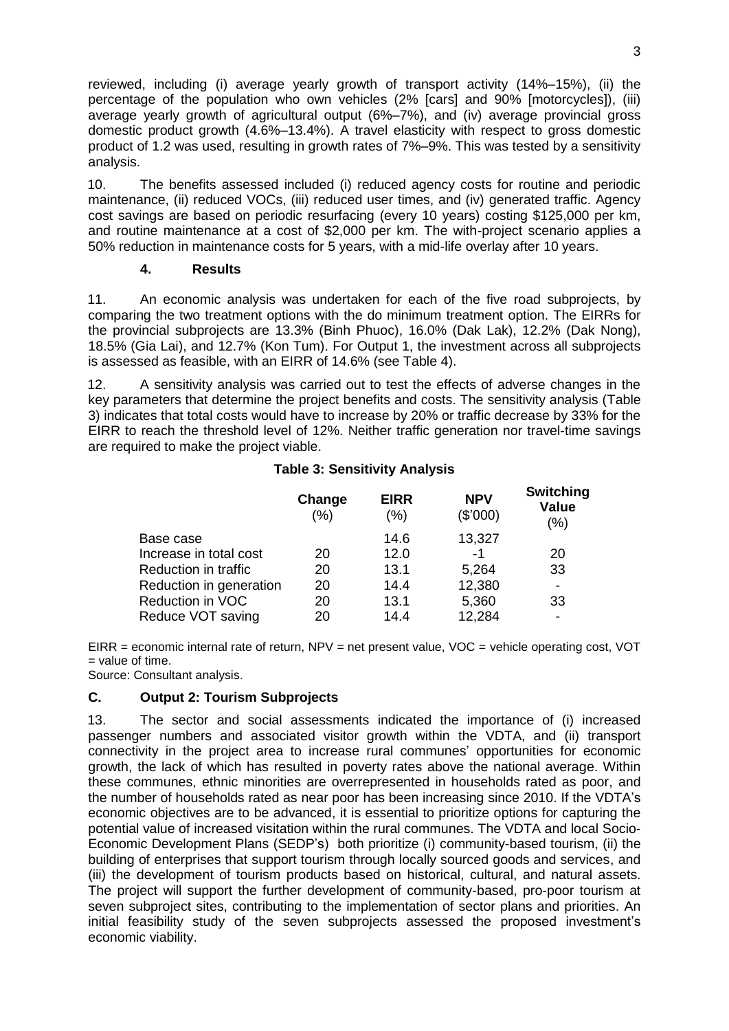reviewed, including (i) average yearly growth of transport activity (14%–15%), (ii) the percentage of the population who own vehicles (2% [cars] and 90% [motorcycles]), (iii) average yearly growth of agricultural output (6%–7%), and (iv) average provincial gross domestic product growth (4.6%–13.4%). A travel elasticity with respect to gross domestic product of 1.2 was used, resulting in growth rates of 7%–9%. This was tested by a sensitivity analysis.

10. The benefits assessed included (i) reduced agency costs for routine and periodic maintenance, (ii) reduced VOCs, (iii) reduced user times, and (iv) generated traffic. Agency cost savings are based on periodic resurfacing (every 10 years) costing $125,000 per km, and routine maintenance at a cost of $2,000 per km. The with-project scenario applies a 50% reduction in maintenance costs for 5 years, with a mid-life overlay after 10 years.

### 4. Results

11. An economic analysis was undertaken for each of the five road subprojects, by comparing the two treatment options with the do minimum treatment option. The EIRRs for the provincial subprojects are 13.3% (Binh Phuoc), 16.0% (Dak Lak), 12.2% (Dak Nong), 18.5% (Gia Lai), and 12.7% (Kon Tum). For Output 1, the investment across all subprojects is assessed as feasible, with an EIRR of 14.6% (see Table 4).

12. A sensitivity analysis was carried out to test the effects of adverse changes in the key parameters that determine the project benefits and costs. The sensitivity analysis (Table 3) indicates that total costs would have to increase by 20% or traffic decrease by 33% for the EIRR to reach the threshold level of 12%. Neither traffic generation nor travel-time savings are required to make the project viable.

**Table 3: Sensitivity Analysis**

| | Change (%) | EIRR (%) | NPV ($'000) | Switching Value (%) |
|---|---|---|---|---|
| Base case | | 14.6 | 13,327 | |
| Increase in total cost | 20 | 12.0 | -1 | 20 |
| Reduction in traffic | 20 | 13.1 | 5,264 | 33 |
| Reduction in generation | 20 | 14.4 | 12,380 | - |
| Reduction in VOC | 20 | 13.1 | 5,360 | 33 |
| Reduce VOT saving | 20 | 14.4 | 12,284 | - |

EIRR = economic internal rate of return, NPV = net present value, VOC = vehicle operating cost, VOT = value of time.
Source: Consultant analysis.

## C. Output 2: Tourism Subprojects

13. The sector and social assessments indicated the importance of (i) increased passenger numbers and associated visitor growth within the VDTA, and (ii) transport connectivity in the project area to increase rural communes' opportunities for economic growth, the lack of which has resulted in poverty rates above the national average. Within these communes, ethnic minorities are overrepresented in households rated as poor, and the number of households rated as near poor has been increasing since 2010. If the VDTA's economic objectives are to be advanced, it is essential to prioritize options for capturing the potential value of increased visitation within the rural communes. The VDTA and local Socio-Economic Development Plans (SEDP's) both prioritize (i) community-based tourism, (ii) the building of enterprises that support tourism through locally sourced goods and services, and (iii) the development of tourism products based on historical, cultural, and natural assets. The project will support the further development of community-based, pro-poor tourism at seven subproject sites, contributing to the implementation of sector plans and priorities. An initial feasibility study of the seven subprojects assessed the proposed investment's economic viability.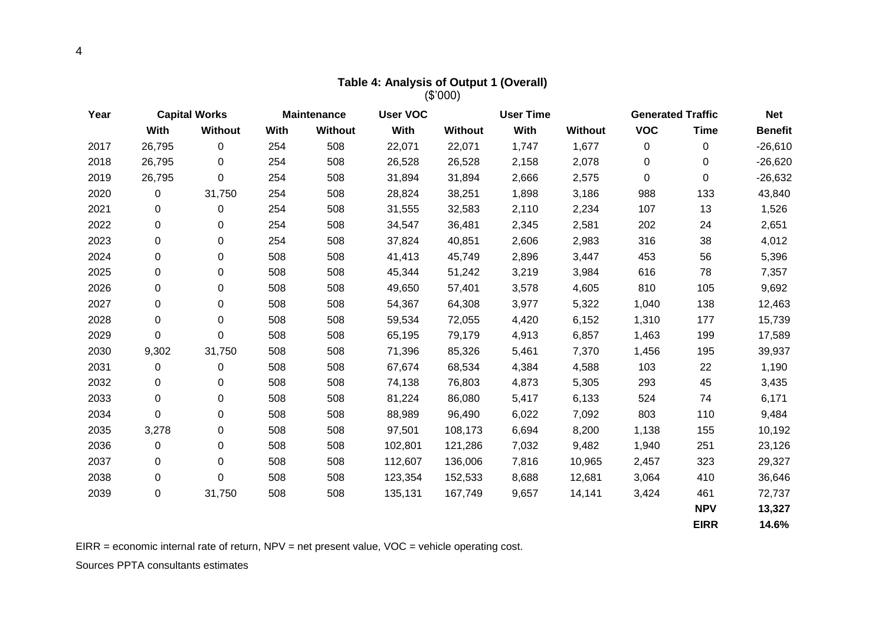**Table 4: Analysis of Output 1 (Overall)**
($'000)

| Year | Capital Works | | Maintenance | | User VOC | | User Time | | Generated Traffic | | Net |
|---|---|---|---|---|---|---|---|---|---|---|---|
| | With | Without | With | Without | With | Without | With | Without | VOC | Time | Benefit |
| 2017 | 26,795 | 0 | 254 | 508 | 22,071 | 22,071 | 1,747 | 1,677 | 0 | 0 | -26,610 |
| 2018 | 26,795 | 0 | 254 | 508 | 26,528 | 26,528 | 2,158 | 2,078 | 0 | 0 | -26,620 |
| 2019 | 26,795 | 0 | 254 | 508 | 31,894 | 31,894 | 2,666 | 2,575 | 0 | 0 | -26,632 |
| 2020 | 0 | 31,750 | 254 | 508 | 28,824 | 38,251 | 1,898 | 3,186 | 988 | 133 | 43,840 |
| 2021 | 0 | 0 | 254 | 508 | 31,555 | 32,583 | 2,110 | 2,234 | 107 | 13 | 1,526 |
| 2022 | 0 | 0 | 254 | 508 | 34,547 | 36,481 | 2,345 | 2,581 | 202 | 24 | 2,651 |
| 2023 | 0 | 0 | 254 | 508 | 37,824 | 40,851 | 2,606 | 2,983 | 316 | 38 | 4,012 |
| 2024 | 0 | 0 | 508 | 508 | 41,413 | 45,749 | 2,896 | 3,447 | 453 | 56 | 5,396 |
| 2025 | 0 | 0 | 508 | 508 | 45,344 | 51,242 | 3,219 | 3,984 | 616 | 78 | 7,357 |
| 2026 | 0 | 0 | 508 | 508 | 49,650 | 57,401 | 3,578 | 4,605 | 810 | 105 | 9,692 |
| 2027 | 0 | 0 | 508 | 508 | 54,367 | 64,308 | 3,977 | 5,322 | 1,040 | 138 | 12,463 |
| 2028 | 0 | 0 | 508 | 508 | 59,534 | 72,055 | 4,420 | 6,152 | 1,310 | 177 | 15,739 |
| 2029 | 0 | 0 | 508 | 508 | 65,195 | 79,179 | 4,913 | 6,857 | 1,463 | 199 | 17,589 |
| 2030 | 9,302 | 31,750 | 508 | 508 | 71,396 | 85,326 | 5,461 | 7,370 | 1,456 | 195 | 39,937 |
| 2031 | 0 | 0 | 508 | 508 | 67,674 | 68,534 | 4,384 | 4,588 | 103 | 22 | 1,190 |
| 2032 | 0 | 0 | 508 | 508 | 74,138 | 76,803 | 4,873 | 5,305 | 293 | 45 | 3,435 |
| 2033 | 0 | 0 | 508 | 508 | 81,224 | 86,080 | 5,417 | 6,133 | 524 | 74 | 6,171 |
| 2034 | 0 | 0 | 508 | 508 | 88,989 | 96,490 | 6,022 | 7,092 | 803 | 110 | 9,484 |
| 2035 | 3,278 | 0 | 508 | 508 | 97,501 | 108,173 | 6,694 | 8,200 | 1,138 | 155 | 10,192 |
| 2036 | 0 | 0 | 508 | 508 | 102,801 | 121,286 | 7,032 | 9,482 | 1,940 | 251 | 23,126 |
| 2037 | 0 | 0 | 508 | 508 | 112,607 | 136,006 | 7,816 | 10,965 | 2,457 | 323 | 29,327 |
| 2038 | 0 | 0 | 508 | 508 | 123,354 | 152,533 | 8,688 | 12,681 | 3,064 | 410 | 36,646 |
| 2039 | 0 | 31,750 | 508 | 508 | 135,131 | 167,749 | 9,657 | 14,141 | 3,424 | 461 | 72,737 |
| | | | | | | | | | | **NPV** | **13,327** |
| | | | | | | | | | | **EIRR** | **14.6%** |

EIRR = economic internal rate of return, NPV = net present value, VOC = vehicle operating cost.

Sources PPTA consultants estimates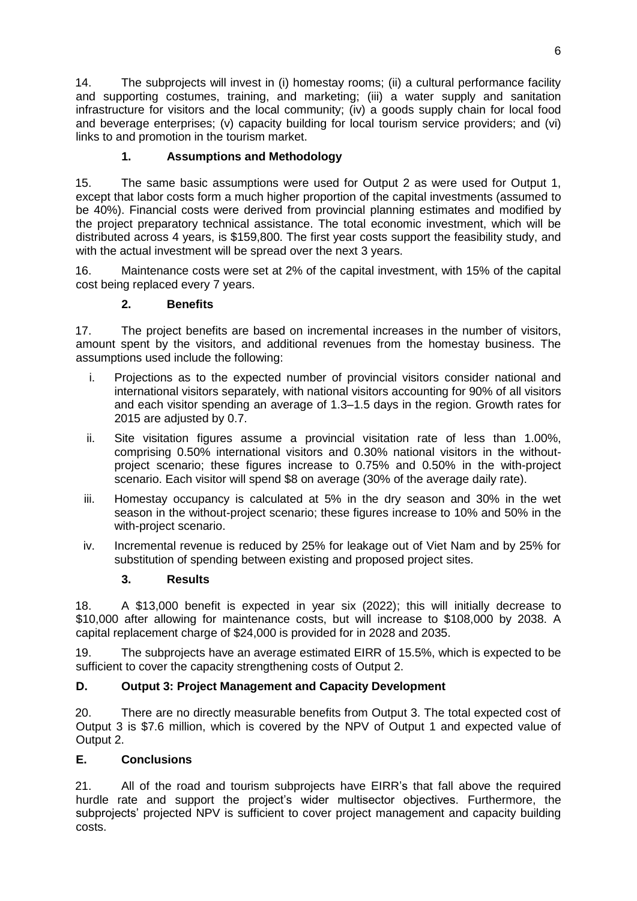14. The subprojects will invest in (i) homestay rooms; (ii) a cultural performance facility and supporting costumes, training, and marketing; (iii) a water supply and sanitation infrastructure for visitors and the local community; (iv) a goods supply chain for local food and beverage enterprises; (v) capacity building for local tourism service providers; and (vi) links to and promotion in the tourism market.

### 1. Assumptions and Methodology

15. The same basic assumptions were used for Output 2 as were used for Output 1, except that labor costs form a much higher proportion of the capital investments (assumed to be 40%). Financial costs were derived from provincial planning estimates and modified by the project preparatory technical assistance. The total economic investment, which will be distributed across 4 years, is $159,800. The first year costs support the feasibility study, and with the actual investment will be spread over the next 3 years.

16. Maintenance costs were set at 2% of the capital investment, with 15% of the capital cost being replaced every 7 years.

### 2. Benefits

17. The project benefits are based on incremental increases in the number of visitors, amount spent by the visitors, and additional revenues from the homestay business. The assumptions used include the following:

i. Projections as to the expected number of provincial visitors consider national and international visitors separately, with national visitors accounting for 90% of all visitors and each visitor spending an average of 1.3–1.5 days in the region. Growth rates for 2015 are adjusted by 0.7.

ii. Site visitation figures assume a provincial visitation rate of less than 1.00%, comprising 0.50% international visitors and 0.30% national visitors in the without-project scenario; these figures increase to 0.75% and 0.50% in the with-project scenario. Each visitor will spend $8 on average (30% of the average daily rate).

iii. Homestay occupancy is calculated at 5% in the dry season and 30% in the wet season in the without-project scenario; these figures increase to 10% and 50% in the with-project scenario.

iv. Incremental revenue is reduced by 25% for leakage out of Viet Nam and by 25% for substitution of spending between existing and proposed project sites.

### 3. Results

18. A $13,000 benefit is expected in year six (2022); this will initially decrease to $10,000 after allowing for maintenance costs, but will increase to $108,000 by 2038. A capital replacement charge of $24,000 is provided for in 2028 and 2035.

19. The subprojects have an average estimated EIRR of 15.5%, which is expected to be sufficient to cover the capacity strengthening costs of Output 2.

## D. Output 3: Project Management and Capacity Development

20. There are no directly measurable benefits from Output 3. The total expected cost of Output 3 is $7.6 million, which is covered by the NPV of Output 1 and expected value of Output 2.

## E. Conclusions

21. All of the road and tourism subprojects have EIRR's that fall above the required hurdle rate and support the project's wider multisector objectives. Furthermore, the subprojects' projected NPV is sufficient to cover project management and capacity building costs.